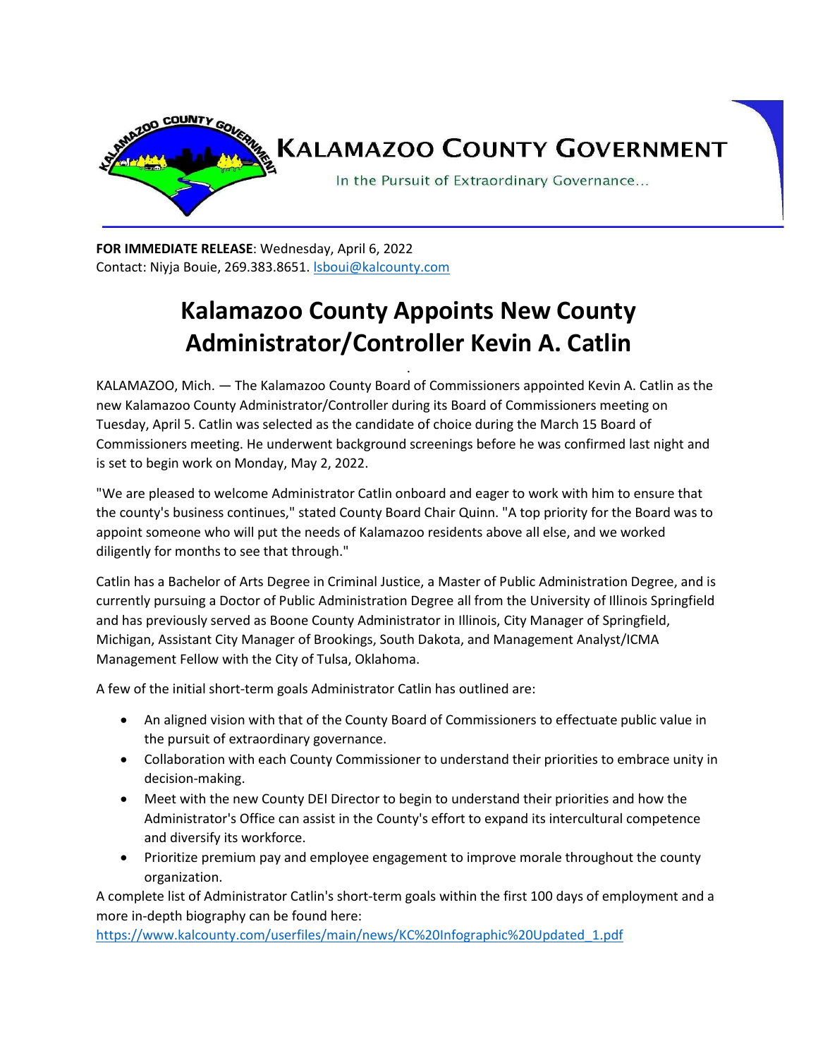KALAMAZOO COUNTY GOVERNMENT

In the Pursuit of Extraordinary Governance...

**FOR IMMEDIATE RELEASE**: Wednesday, April 6, 2022
Contact: Niyja Bouie, 269.383.8651. lsboui@kalcounty.com

# Kalamazoo County Appoints New County Administrator/Controller Kevin A. Catlin

KALAMAZOO, Mich. — The Kalamazoo County Board of Commissioners appointed Kevin A. Catlin as the new Kalamazoo County Administrator/Controller during its Board of Commissioners meeting on Tuesday, April 5. Catlin was selected as the candidate of choice during the March 15 Board of Commissioners meeting. He underwent background screenings before he was confirmed last night and is set to begin work on Monday, May 2, 2022.

"We are pleased to welcome Administrator Catlin onboard and eager to work with him to ensure that the county's business continues," stated County Board Chair Quinn. "A top priority for the Board was to appoint someone who will put the needs of Kalamazoo residents above all else, and we worked diligently for months to see that through."

Catlin has a Bachelor of Arts Degree in Criminal Justice, a Master of Public Administration Degree, and is currently pursuing a Doctor of Public Administration Degree all from the University of Illinois Springfield and has previously served as Boone County Administrator in Illinois, City Manager of Springfield, Michigan, Assistant City Manager of Brookings, South Dakota, and Management Analyst/ICMA Management Fellow with the City of Tulsa, Oklahoma.

A few of the initial short-term goals Administrator Catlin has outlined are:

- An aligned vision with that of the County Board of Commissioners to effectuate public value in the pursuit of extraordinary governance.
- Collaboration with each County Commissioner to understand their priorities to embrace unity in decision-making.
- Meet with the new County DEI Director to begin to understand their priorities and how the Administrator's Office can assist in the County's effort to expand its intercultural competence and diversify its workforce.
- Prioritize premium pay and employee engagement to improve morale throughout the county organization.

A complete list of Administrator Catlin's short-term goals within the first 100 days of employment and a more in-depth biography can be found here:
https://www.kalcounty.com/userfiles/main/news/KC%20Infographic%20Updated_1.pdf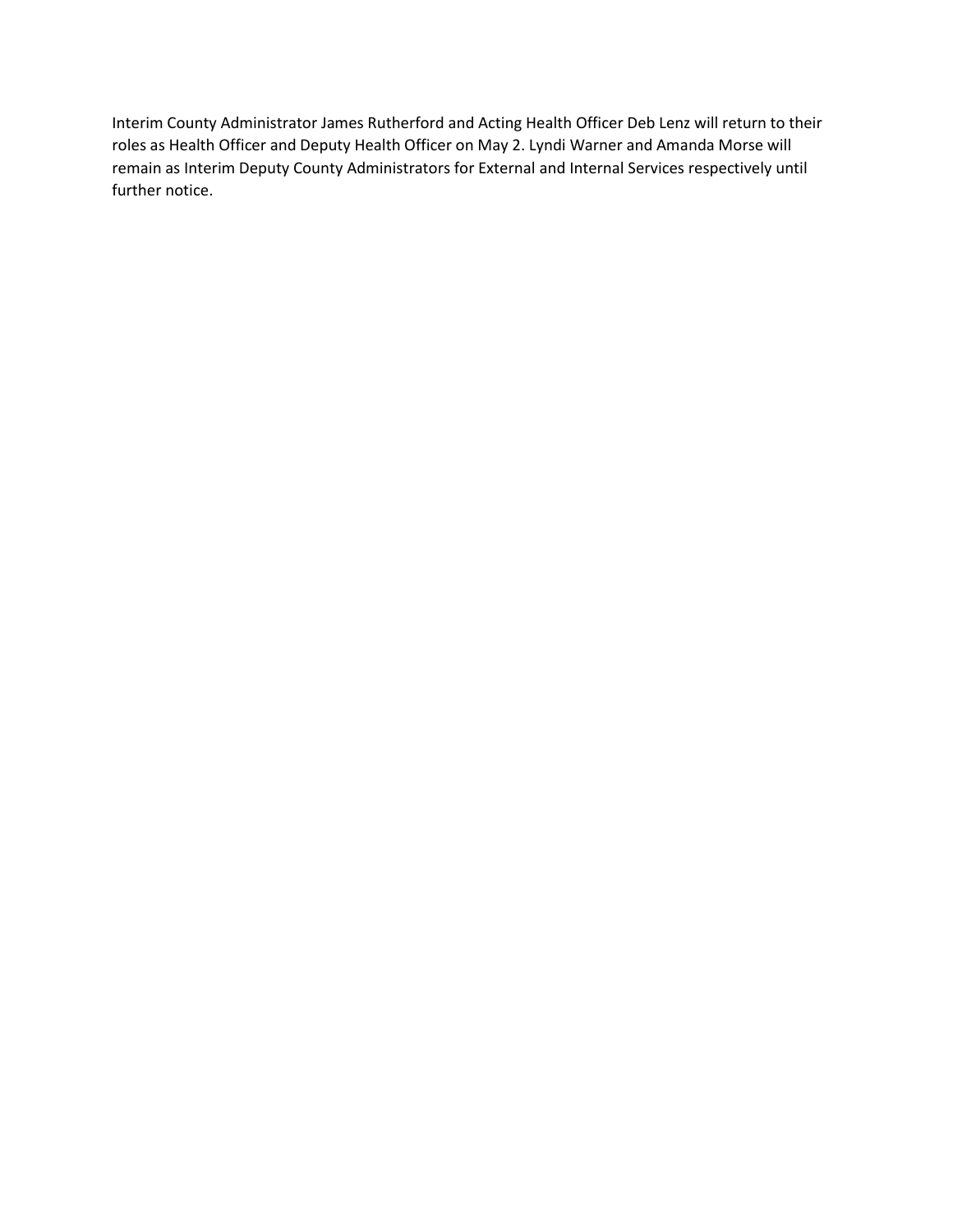Interim County Administrator James Rutherford and Acting Health Officer Deb Lenz will return to their roles as Health Officer and Deputy Health Officer on May 2. Lyndi Warner and Amanda Morse will remain as Interim Deputy County Administrators for External and Internal Services respectively until further notice.